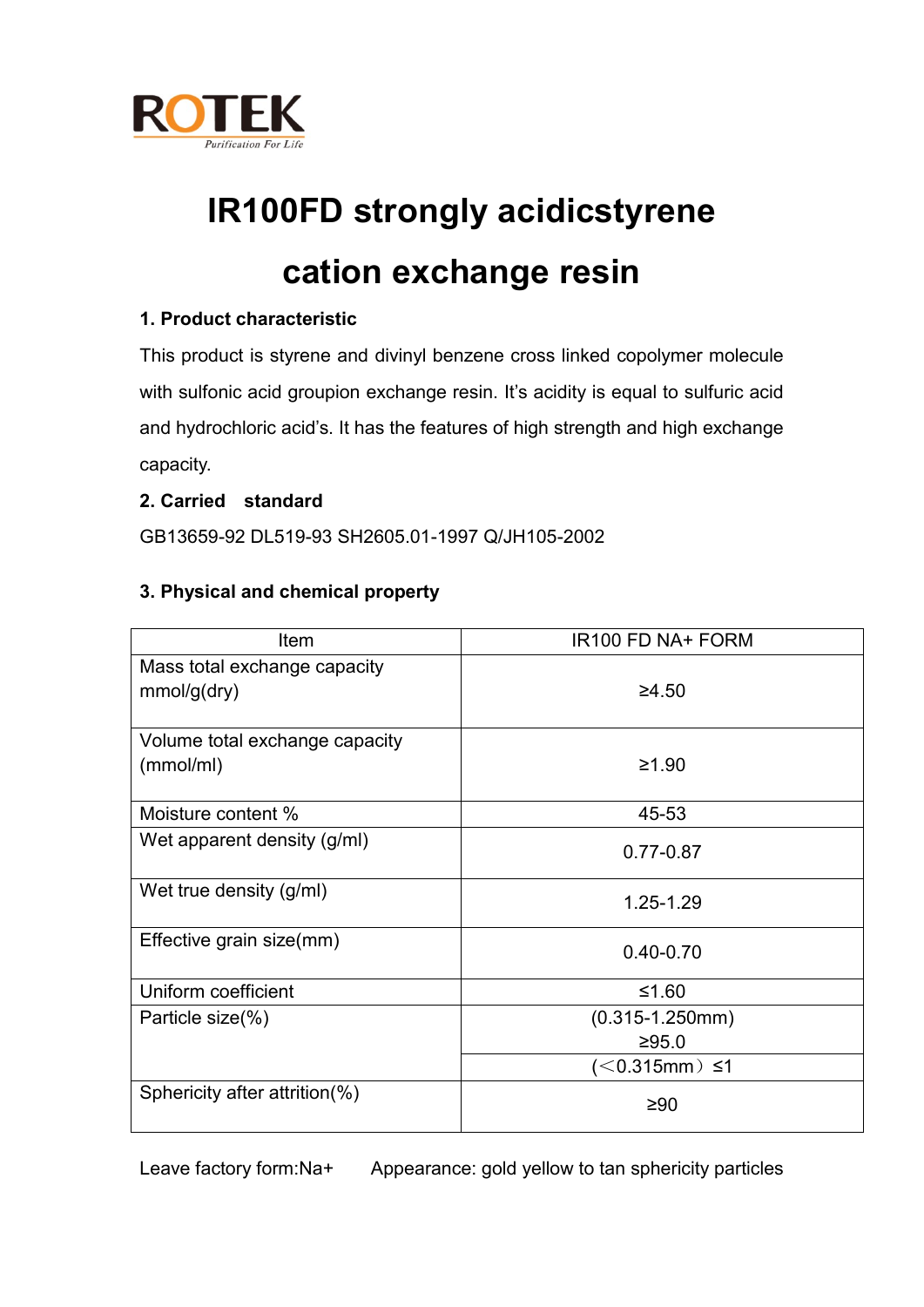ROTEK

Purification For Life

# IR100FD strongly acidicstyrene cation exchange resin

### 1. Product characteristic

This product is styrene and divinyl benzene cross linked copolymer molecule with sulfonic acid groupion exchange resin. It's acidity is equal to sulfuric acid and hydrochloric acid's. It has the features of high strength and high exchange capacity.

### 2. Carried standard

GB13659-92 DL519-93 SH2605.01-1997 Q/JH105-2002

### 3. Physical and chemical property

| Item | IR100 FD NA+ FORM |
|---|---|
| Mass total exchange capacity mmol/g(dry) | ≥4.50 |
| Volume total exchange capacity (mmol/ml) | ≥1.90 |
| Moisture content % | 45-53 |
| Wet apparent density (g/ml) | 0.77-0.87 |
| Wet true density (g/ml) | 1.25-1.29 |
| Effective grain size(mm) | 0.40-0.70 |
| Uniform coefficient | ≤1.60 |
| Particle size(%) | (0.315-1.250mm) ≥95.0 |
| | (＜0.315mm）≤1 |
| Sphericity after attrition(%) | ≥90 |

Leave factory form:Na+ Appearance: gold yellow to tan sphericity particles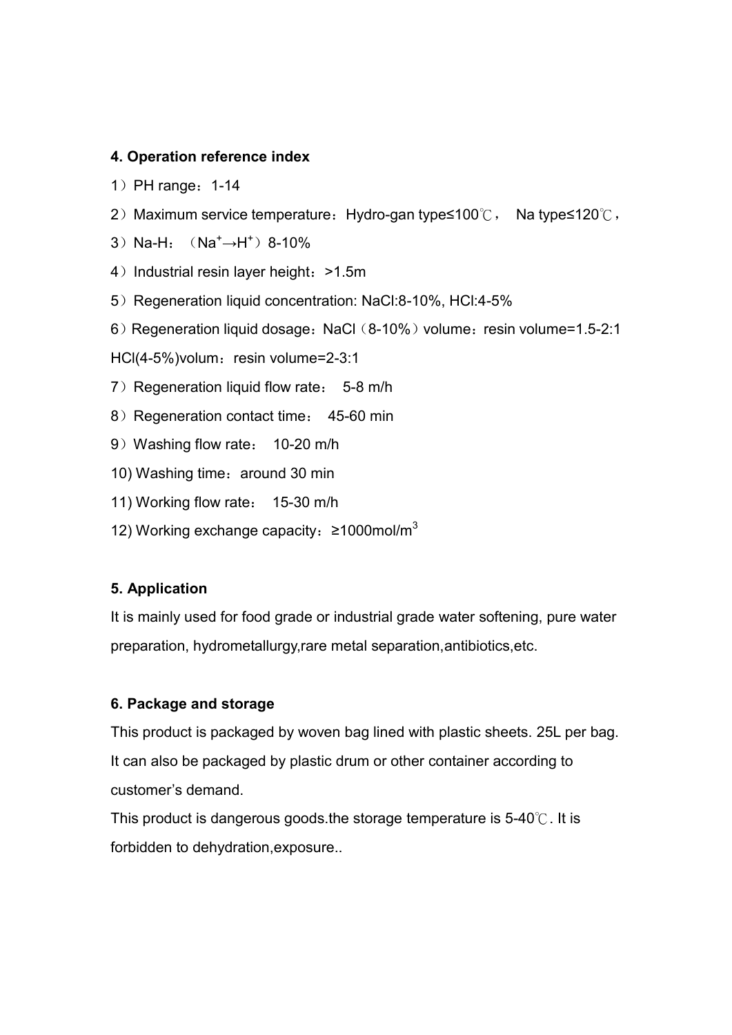#### 4. Operation reference index

1）PH range：1-14

2）Maximum service temperature：Hydro-gan type≤100℃， Na type≤120℃，

3）Na-H：（$Na^+ \rightarrow H^+$）8-10%

4）Industrial resin layer height：>1.5m

5）Regeneration liquid concentration: NaCl:8-10%, HCl:4-5%

6）Regeneration liquid dosage：NaCl（8-10%）volume：resin volume=1.5-2:1

HCl(4-5%)volum：resin volume=2-3:1

7）Regeneration liquid flow rate： 5-8 m/h

8）Regeneration contact time： 45-60 min

9）Washing flow rate： 10-20 m/h

10) Washing time：around 30 min

11) Working flow rate： 15-30 m/h

12) Working exchange capacity：≥1000mol/$m^3$

#### 5. Application

It is mainly used for food grade or industrial grade water softening, pure water preparation, hydrometallurgy,rare metal separation,antibiotics,etc.

#### 6. Package and storage

This product is packaged by woven bag lined with plastic sheets. 25L per bag. It can also be packaged by plastic drum or other container according to customer's demand.

This product is dangerous goods.the storage temperature is 5-40℃. It is forbidden to dehydration,exposure..